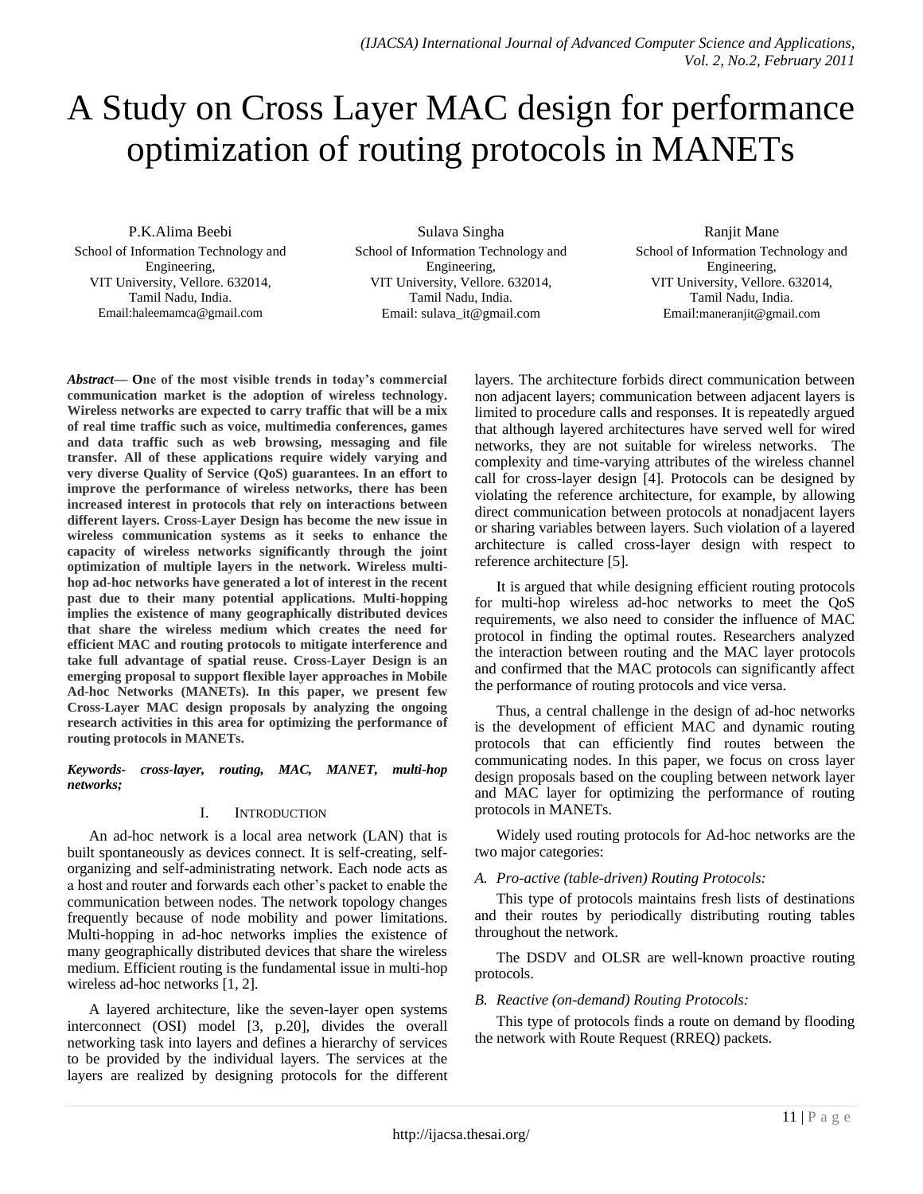# A Study on Cross Layer MAC design for performance optimization of routing protocols in MANETs

P.K.Alima Beebi
School of Information Technology and Engineering,
VIT University, Vellore. 632014,
Tamil Nadu, India.
Email:haleemamca@gmail.com

Sulava Singha
School of Information Technology and Engineering,
VIT University, Vellore. 632014,
Tamil Nadu, India.
Email: sulava_it@gmail.com

Ranjit Mane
School of Information Technology and Engineering,
VIT University, Vellore. 632014,
Tamil Nadu, India.
Email:maneranjit@gmail.com

***Abstract*— One of the most visible trends in today's commercial communication market is the adoption of wireless technology. Wireless networks are expected to carry traffic that will be a mix of real time traffic such as voice, multimedia conferences, games and data traffic such as web browsing, messaging and file transfer. All of these applications require widely varying and very diverse Quality of Service (QoS) guarantees. In an effort to improve the performance of wireless networks, there has been increased interest in protocols that rely on interactions between different layers. Cross-Layer Design has become the new issue in wireless communication systems as it seeks to enhance the capacity of wireless networks significantly through the joint optimization of multiple layers in the network. Wireless multi-hop ad-hoc networks have generated a lot of interest in the recent past due to their many potential applications. Multi-hopping implies the existence of many geographically distributed devices that share the wireless medium which creates the need for efficient MAC and routing protocols to mitigate interference and take full advantage of spatial reuse. Cross-Layer Design is an emerging proposal to support flexible layer approaches in Mobile Ad-hoc Networks (MANETs). In this paper, we present few Cross-Layer MAC design proposals by analyzing the ongoing research activities in this area for optimizing the performance of routing protocols in MANETs.**

***Keywords- cross-layer, routing, MAC, MANET, multi-hop networks;***

## I. Introduction

An ad-hoc network is a local area network (LAN) that is built spontaneously as devices connect. It is self-creating, self-organizing and self-administrating network. Each node acts as a host and router and forwards each other's packet to enable the communication between nodes. The network topology changes frequently because of node mobility and power limitations. Multi-hopping in ad-hoc networks implies the existence of many geographically distributed devices that share the wireless medium. Efficient routing is the fundamental issue in multi-hop wireless ad-hoc networks [1, 2].

A layered architecture, like the seven-layer open systems interconnect (OSI) model [3, p.20], divides the overall networking task into layers and defines a hierarchy of services to be provided by the individual layers. The services at the layers are realized by designing protocols for the different layers. The architecture forbids direct communication between non adjacent layers; communication between adjacent layers is limited to procedure calls and responses. It is repeatedly argued that although layered architectures have served well for wired networks, they are not suitable for wireless networks. The complexity and time-varying attributes of the wireless channel call for cross-layer design [4]. Protocols can be designed by violating the reference architecture, for example, by allowing direct communication between protocols at nonadjacent layers or sharing variables between layers. Such violation of a layered architecture is called cross-layer design with respect to reference architecture [5].

It is argued that while designing efficient routing protocols for multi-hop wireless ad-hoc networks to meet the QoS requirements, we also need to consider the influence of MAC protocol in finding the optimal routes. Researchers analyzed the interaction between routing and the MAC layer protocols and confirmed that the MAC protocols can significantly affect the performance of routing protocols and vice versa.

Thus, a central challenge in the design of ad-hoc networks is the development of efficient MAC and dynamic routing protocols that can efficiently find routes between the communicating nodes. In this paper, we focus on cross layer design proposals based on the coupling between network layer and MAC layer for optimizing the performance of routing protocols in MANETs.

Widely used routing protocols for Ad-hoc networks are the two major categories:

### *A. Pro-active (table-driven) Routing Protocols:*

This type of protocols maintains fresh lists of destinations and their routes by periodically distributing routing tables throughout the network.

The DSDV and OLSR are well-known proactive routing protocols.

### *B. Reactive (on-demand) Routing Protocols:*

This type of protocols finds a route on demand by flooding the network with Route Request (RREQ) packets.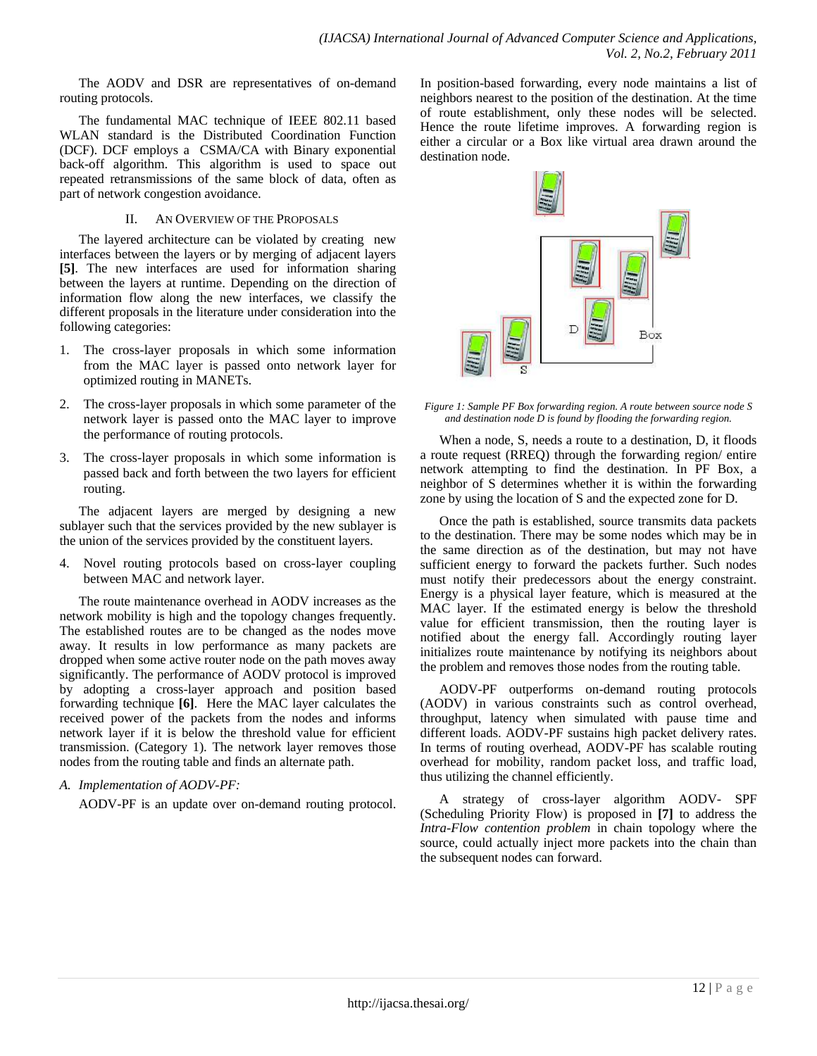The AODV and DSR are representatives of on-demand routing protocols.

The fundamental MAC technique of IEEE 802.11 based WLAN standard is the Distributed Coordination Function (DCF). DCF employs a CSMA/CA with Binary exponential back-off algorithm. This algorithm is used to space out repeated retransmissions of the same block of data, often as part of network congestion avoidance.

## II. An Overview of the Proposals

The layered architecture can be violated by creating new interfaces between the layers or by merging of adjacent layers **[5]**. The new interfaces are used for information sharing between the layers at runtime. Depending on the direction of information flow along the new interfaces, we classify the different proposals in the literature under consideration into the following categories:

1. The cross-layer proposals in which some information from the MAC layer is passed onto network layer for optimized routing in MANETs.
2. The cross-layer proposals in which some parameter of the network layer is passed onto the MAC layer to improve the performance of routing protocols.
3. The cross-layer proposals in which some information is passed back and forth between the two layers for efficient routing.

The adjacent layers are merged by designing a new sublayer such that the services provided by the new sublayer is the union of the services provided by the constituent layers.

4. Novel routing protocols based on cross-layer coupling between MAC and network layer.

The route maintenance overhead in AODV increases as the network mobility is high and the topology changes frequently. The established routes are to be changed as the nodes move away. It results in low performance as many packets are dropped when some active router node on the path moves away significantly. The performance of AODV protocol is improved by adopting a cross-layer approach and position based forwarding technique **[6]**. Here the MAC layer calculates the received power of the packets from the nodes and informs network layer if it is below the threshold value for efficient transmission. (Category 1). The network layer removes those nodes from the routing table and finds an alternate path.

### *A. Implementation of AODV-PF:*

AODV-PF is an update over on-demand routing protocol. In position-based forwarding, every node maintains a list of neighbors nearest to the position of the destination. At the time of route establishment, only these nodes will be selected. Hence the route lifetime improves. A forwarding region is either a circular or a Box like virtual area drawn around the destination node.

*Figure 1: Sample PF Box forwarding region. A route between source node S and destination node D is found by flooding the forwarding region.*

When a node, S, needs a route to a destination, D, it floods a route request (RREQ) through the forwarding region/ entire network attempting to find the destination. In PF Box, a neighbor of S determines whether it is within the forwarding zone by using the location of S and the expected zone for D.

Once the path is established, source transmits data packets to the destination. There may be some nodes which may be in the same direction as of the destination, but may not have sufficient energy to forward the packets further. Such nodes must notify their predecessors about the energy constraint. Energy is a physical layer feature, which is measured at the MAC layer. If the estimated energy is below the threshold value for efficient transmission, then the routing layer is notified about the energy fall. Accordingly routing layer initializes route maintenance by notifying its neighbors about the problem and removes those nodes from the routing table.

AODV-PF outperforms on-demand routing protocols (AODV) in various constraints such as control overhead, throughput, latency when simulated with pause time and different loads. AODV-PF sustains high packet delivery rates. In terms of routing overhead, AODV-PF has scalable routing overhead for mobility, random packet loss, and traffic load, thus utilizing the channel efficiently.

A strategy of cross-layer algorithm AODV- SPF (Scheduling Priority Flow) is proposed in **[7]** to address the *Intra-Flow contention problem* in chain topology where the source, could actually inject more packets into the chain than the subsequent nodes can forward.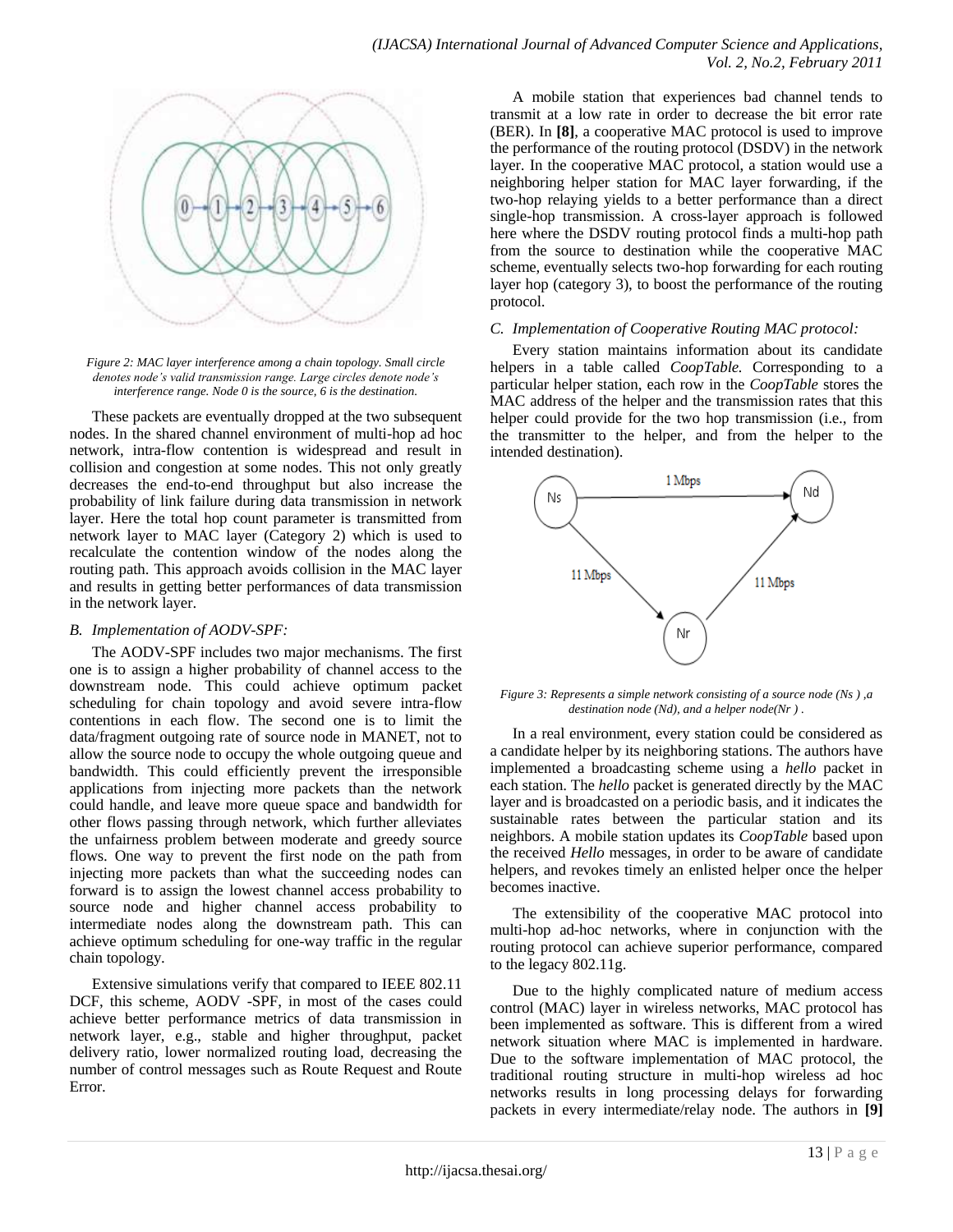Figure 2: MAC layer interference among a chain topology. Small circle denotes node's valid transmission range. Large circles denote node's interference range. Node 0 is the source, 6 is the destination.

These packets are eventually dropped at the two subsequent nodes. In the shared channel environment of multi-hop ad hoc network, intra-flow contention is widespread and result in collision and congestion at some nodes. This not only greatly decreases the end-to-end throughput but also increase the probability of link failure during data transmission in network layer. Here the total hop count parameter is transmitted from network layer to MAC layer (Category 2) which is used to recalculate the contention window of the nodes along the routing path. This approach avoids collision in the MAC layer and results in getting better performances of data transmission in the network layer.

### *B. Implementation of AODV-SPF:*

The AODV-SPF includes two major mechanisms. The first one is to assign a higher probability of channel access to the downstream node. This could achieve optimum packet scheduling for chain topology and avoid severe intra-flow contentions in each flow. The second one is to limit the data/fragment outgoing rate of source node in MANET, not to allow the source node to occupy the whole outgoing queue and bandwidth. This could efficiently prevent the irresponsible applications from injecting more packets than the network could handle, and leave more queue space and bandwidth for other flows passing through network, which further alleviates the unfairness problem between moderate and greedy source flows. One way to prevent the first node on the path from injecting more packets than what the succeeding nodes can forward is to assign the lowest channel access probability to source node and higher channel access probability to intermediate nodes along the downstream path. This can achieve optimum scheduling for one-way traffic in the regular chain topology.

Extensive simulations verify that compared to IEEE 802.11 DCF, this scheme, AODV -SPF, in most of the cases could achieve better performance metrics of data transmission in network layer, e.g., stable and higher throughput, packet delivery ratio, lower normalized routing load, decreasing the number of control messages such as Route Request and Route Error.

A mobile station that experiences bad channel tends to transmit at a low rate in order to decrease the bit error rate (BER). In **[8]**, a cooperative MAC protocol is used to improve the performance of the routing protocol (DSDV) in the network layer. In the cooperative MAC protocol, a station would use a neighboring helper station for MAC layer forwarding, if the two-hop relaying yields to a better performance than a direct single-hop transmission. A cross-layer approach is followed here where the DSDV routing protocol finds a multi-hop path from the source to destination while the cooperative MAC scheme, eventually selects two-hop forwarding for each routing layer hop (category 3), to boost the performance of the routing protocol.

### *C. Implementation of Cooperative Routing MAC protocol:*

Every station maintains information about its candidate helpers in a table called *CoopTable.* Corresponding to a particular helper station, each row in the *CoopTable* stores the MAC address of the helper and the transmission rates that this helper could provide for the two hop transmission (i.e., from the transmitter to the helper, and from the helper to the intended destination).

Figure 3: Represents a simple network consisting of a source node (Ns ) ,a destination node (Nd), and a helper node(Nr ) .

In a real environment, every station could be considered as a candidate helper by its neighboring stations. The authors have implemented a broadcasting scheme using a *hello* packet in each station. The *hello* packet is generated directly by the MAC layer and is broadcasted on a periodic basis, and it indicates the sustainable rates between the particular station and its neighbors. A mobile station updates its *CoopTable* based upon the received *Hello* messages, in order to be aware of candidate helpers, and revokes timely an enlisted helper once the helper becomes inactive.

The extensibility of the cooperative MAC protocol into multi-hop ad-hoc networks, where in conjunction with the routing protocol can achieve superior performance, compared to the legacy 802.11g.

Due to the highly complicated nature of medium access control (MAC) layer in wireless networks, MAC protocol has been implemented as software. This is different from a wired network situation where MAC is implemented in hardware. Due to the software implementation of MAC protocol, the traditional routing structure in multi-hop wireless ad hoc networks results in long processing delays for forwarding packets in every intermediate/relay node. The authors in **[9]**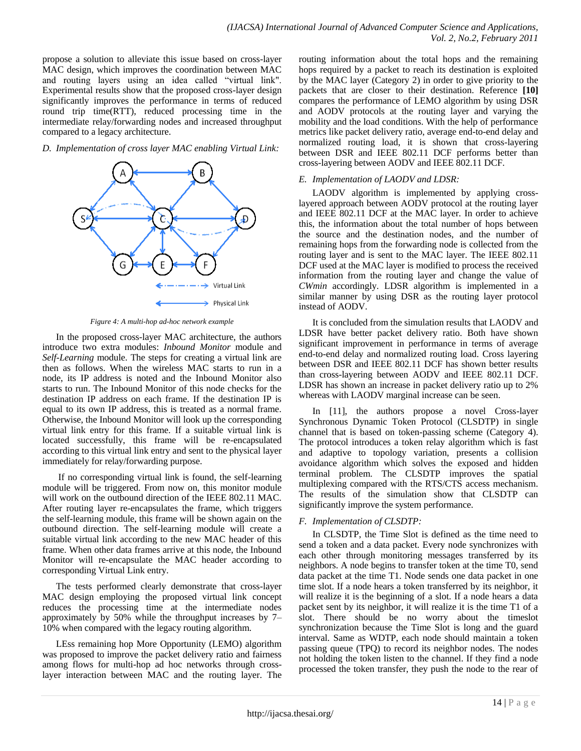propose a solution to alleviate this issue based on cross-layer MAC design, which improves the coordination between MAC and routing layers using an idea called "virtual link". Experimental results show that the proposed cross-layer design significantly improves the performance in terms of reduced round trip time(RTT), reduced processing time in the intermediate relay/forwarding nodes and increased throughput compared to a legacy architecture.

*D. Implementation of cross layer MAC enabling Virtual Link:*

*Figure 4: A multi-hop ad-hoc network example*

In the proposed cross-layer MAC architecture, the authors introduce two extra modules: *Inbound Monitor* module and *Self-Learning* module. The steps for creating a virtual link are then as follows. When the wireless MAC starts to run in a node, its IP address is noted and the Inbound Monitor also starts to run. The Inbound Monitor of this node checks for the destination IP address on each frame. If the destination IP is equal to its own IP address, this is treated as a normal frame. Otherwise, the Inbound Monitor will look up the corresponding virtual link entry for this frame. If a suitable virtual link is located successfully, this frame will be re-encapsulated according to this virtual link entry and sent to the physical layer immediately for relay/forwarding purpose.

If no corresponding virtual link is found, the self-learning module will be triggered. From now on, this monitor module will work on the outbound direction of the IEEE 802.11 MAC. After routing layer re-encapsulates the frame, which triggers the self-learning module, this frame will be shown again on the outbound direction. The self-learning module will create a suitable virtual link according to the new MAC header of this frame. When other data frames arrive at this node, the Inbound Monitor will re-encapsulate the MAC header according to corresponding Virtual Link entry.

The tests performed clearly demonstrate that cross-layer MAC design employing the proposed virtual link concept reduces the processing time at the intermediate nodes approximately by 50% while the throughput increases by 7–10% when compared with the legacy routing algorithm.

LEss remaining hop More Opportunity (LEMO) algorithm was proposed to improve the packet delivery ratio and fairness among flows for multi-hop ad hoc networks through cross-layer interaction between MAC and the routing layer. The routing information about the total hops and the remaining hops required by a packet to reach its destination is exploited by the MAC layer (Category 2) in order to give priority to the packets that are closer to their destination. Reference **[10]** compares the performance of LEMO algorithm by using DSR and AODV protocols at the routing layer and varying the mobility and the load conditions. With the help of performance metrics like packet delivery ratio, average end-to-end delay and normalized routing load, it is shown that cross-layering between DSR and IEEE 802.11 DCF performs better than cross-layering between AODV and IEEE 802.11 DCF.

*E. Implementation of LAODV and LDSR:*

LAODV algorithm is implemented by applying cross-layered approach between AODV protocol at the routing layer and IEEE 802.11 DCF at the MAC layer. In order to achieve this, the information about the total number of hops between the source and the destination nodes, and the number of remaining hops from the forwarding node is collected from the routing layer and is sent to the MAC layer. The IEEE 802.11 DCF used at the MAC layer is modified to process the received information from the routing layer and change the value of *CWmin* accordingly. LDSR algorithm is implemented in a similar manner by using DSR as the routing layer protocol instead of AODV.

It is concluded from the simulation results that LAODV and LDSR have better packet delivery ratio. Both have shown significant improvement in performance in terms of average end-to-end delay and normalized routing load. Cross layering between DSR and IEEE 802.11 DCF has shown better results than cross-layering between AODV and IEEE 802.11 DCF. LDSR has shown an increase in packet delivery ratio up to 2% whereas with LAODV marginal increase can be seen.

In [11], the authors propose a novel Cross-layer Synchronous Dynamic Token Protocol (CLSDTP) in single channel that is based on token-passing scheme (Category 4). The protocol introduces a token relay algorithm which is fast and adaptive to topology variation, presents a collision avoidance algorithm which solves the exposed and hidden terminal problem. The CLSDTP improves the spatial multiplexing compared with the RTS/CTS access mechanism. The results of the simulation show that CLSDTP can significantly improve the system performance.

*F. Implementation of CLSDTP:*

In CLSDTP, the Time Slot is defined as the time need to send a token and a data packet. Every node synchronizes with each other through monitoring messages transferred by its neighbors. A node begins to transfer token at the time T0, send data packet at the time T1. Node sends one data packet in one time slot. If a node hears a token transferred by its neighbor, it will realize it is the beginning of a slot. If a node hears a data packet sent by its neighbor, it will realize it is the time T1 of a slot. There should be no worry about the timeslot synchronization because the Time Slot is long and the guard interval. Same as WDTP, each node should maintain a token passing queue (TPQ) to record its neighbor nodes. The nodes not holding the token listen to the channel. If they find a node processed the token transfer, they push the node to the rear of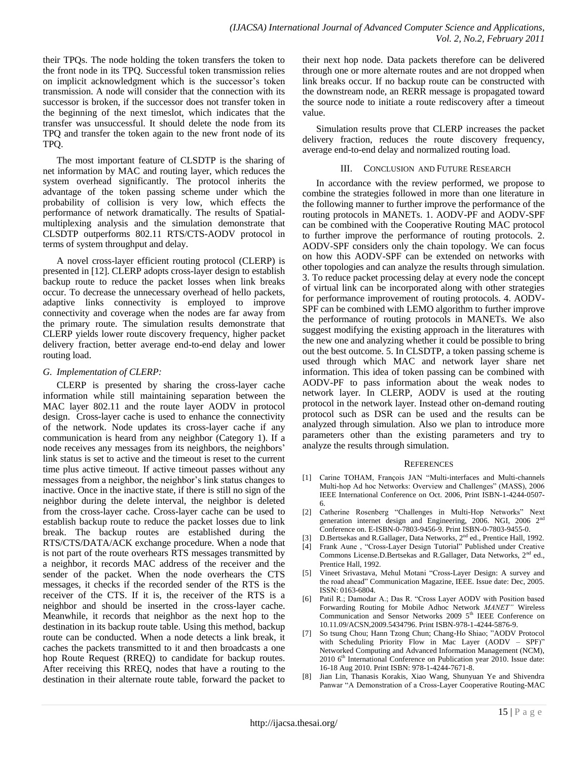their TPQs. The node holding the token transfers the token to the front node in its TPQ. Successful token transmission relies on implicit acknowledgment which is the successor's token transmission. A node will consider that the connection with its successor is broken, if the successor does not transfer token in the beginning of the next timeslot, which indicates that the transfer was unsuccessful. It should delete the node from its TPQ and transfer the token again to the new front node of its TPQ.

The most important feature of CLSDTP is the sharing of net information by MAC and routing layer, which reduces the system overhead significantly. The protocol inherits the advantage of the token passing scheme under which the probability of collision is very low, which effects the performance of network dramatically. The results of Spatial-multiplexing analysis and the simulation demonstrate that CLSDTP outperforms 802.11 RTS/CTS-AODV protocol in terms of system throughput and delay.

A novel cross-layer efficient routing protocol (CLERP) is presented in [12]. CLERP adopts cross-layer design to establish backup route to reduce the packet losses when link breaks occur. To decrease the unnecessary overhead of hello packets, adaptive links connectivity is employed to improve connectivity and coverage when the nodes are far away from the primary route. The simulation results demonstrate that CLERP yields lower route discovery frequency, higher packet delivery fraction, better average end-to-end delay and lower routing load.

### *G. Implementation of CLERP:*

CLERP is presented by sharing the cross-layer cache information while still maintaining separation between the MAC layer 802.11 and the route layer AODV in protocol design. Cross-layer cache is used to enhance the connectivity of the network. Node updates its cross-layer cache if any communication is heard from any neighbor (Category 1). If a node receives any messages from its neighbors, the neighbors' link status is set to active and the timeout is reset to the current time plus active timeout. If active timeout passes without any messages from a neighbor, the neighbor's link status changes to inactive. Once in the inactive state, if there is still no sign of the neighbor during the delete interval, the neighbor is deleted from the cross-layer cache. Cross-layer cache can be used to establish backup route to reduce the packet losses due to link break. The backup routes are established during the RTS/CTS/DATA/ACK exchange procedure. When a node that is not part of the route overhears RTS messages transmitted by a neighbor, it records MAC address of the receiver and the sender of the packet. When the node overhears the CTS messages, it checks if the recorded sender of the RTS is the receiver of the CTS. If it is, the receiver of the RTS is a neighbor and should be inserted in the cross-layer cache. Meanwhile, it records that neighbor as the next hop to the destination in its backup route table. Using this method, backup route can be conducted. When a node detects a link break, it caches the packets transmitted to it and then broadcasts a one hop Route Request (RREQ) to candidate for backup routes. After receiving this RREQ, nodes that have a routing to the destination in their alternate route table, forward the packet to their next hop node. Data packets therefore can be delivered through one or more alternate routes and are not dropped when link breaks occur. If no backup route can be constructed with the downstream node, an RERR message is propagated toward the source node to initiate a route rediscovery after a timeout value.

Simulation results prove that CLERP increases the packet delivery fraction, reduces the route discovery frequency, average end-to-end delay and normalized routing load.

## III. Conclusion and Future Research

In accordance with the review performed, we propose to combine the strategies followed in more than one literature in the following manner to further improve the performance of the routing protocols in MANETs. 1. AODV-PF and AODV-SPF can be combined with the Cooperative Routing MAC protocol to further improve the performance of routing protocols. 2. AODV-SPF considers only the chain topology. We can focus on how this AODV-SPF can be extended on networks with other topologies and can analyze the results through simulation. 3. To reduce packet processing delay at every node the concept of virtual link can be incorporated along with other strategies for performance improvement of routing protocols. 4. AODV-SPF can be combined with LEMO algorithm to further improve the performance of routing protocols in MANETs. We also suggest modifying the existing approach in the literatures with the new one and analyzing whether it could be possible to bring out the best outcome. 5. In CLSDTP, a token passing scheme is used through which MAC and network layer share net information. This idea of token passing can be combined with AODV-PF to pass information about the weak nodes to network layer. In CLERP, AODV is used at the routing protocol in the network layer. Instead other on-demand routing protocol such as DSR can be used and the results can be analyzed through simulation. Also we plan to introduce more parameters other than the existing parameters and try to analyze the results through simulation.

## References

[1] Carine TOHAM, François JAN "Multi-interfaces and Multi-channels Multi-hop Ad hoc Networks: Overview and Challenges" (MASS), 2006 IEEE International Conference on Oct. 2006, Print ISBN-1-4244-0507-6.

[2] Catherine Rosenberg "Challenges in Multi-Hop Networks" Next generation internet design and Engineering, 2006. NGI, 2006 2nd Conference on. E-ISBN-0-7803-9456-9. Print ISBN-0-7803-9455-0.

[3] D.Bertsekas and R.Gallager, Data Networks, 2nd ed., Prentice Hall, 1992.

[4] Frank Aune , "Cross-Layer Design Tutorial" Published under Creative Commons License.D.Bertsekas and R.Gallager, Data Networks, 2nd ed., Prentice Hall, 1992.

[5] Vineet Srivastava, Mehul Motani "Cross-Layer Design: A survey and the road ahead" Communication Magazine, IEEE. Issue date: Dec, 2005. ISSN: 0163-6804.

[6] Patil R.; Damodar A.; Das R. "Cross Layer AODV with Position based Forwarding Routing for Mobile Adhoc Network *MANET"* Wireless Communication and Sensor Networks 2009 5th IEEE Conference on 10.11.09/ACSN,2009.5434796. Print ISBN-978-1-4244-5876-9.

[7] So tsung Chou; Hann Tzong Chun; Chang-Ho Shiao; "AODV Protocol with Scheduling Priority Flow in Mac Layer (AODV – SPF)" Networked Computing and Advanced Information Management (NCM), 2010 6th International Conference on Publication year 2010. Issue date: 16-18 Aug 2010. Print ISBN: 978-1-4244-7671-8.

[8] Jian Lin, Thanasis Korakis, Xiao Wang, Shunyuan Ye and Shivendra Panwar "A Demonstration of a Cross-Layer Cooperative Routing-MAC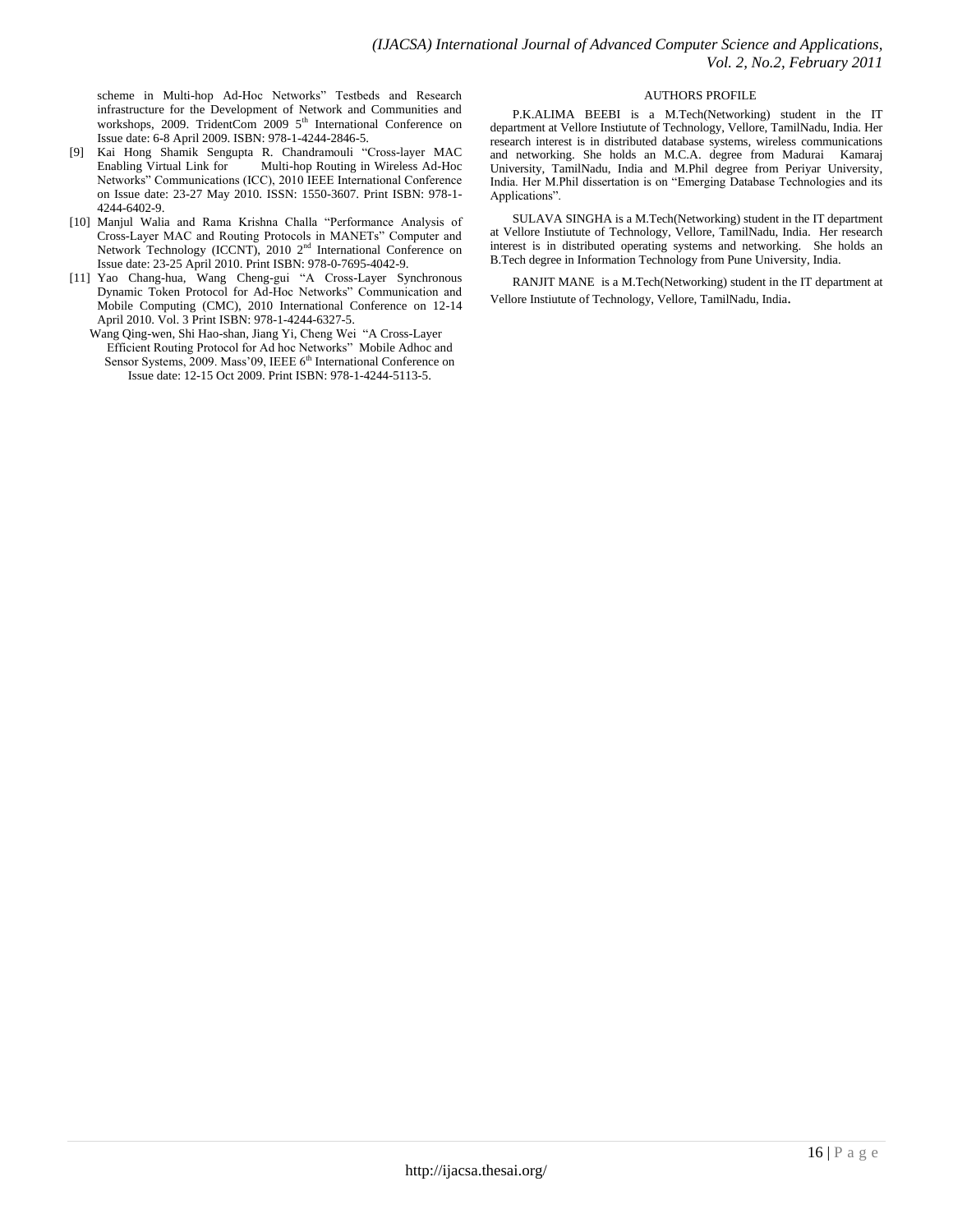scheme in Multi-hop Ad-Hoc Networks" Testbeds and Research infrastructure for the Development of Network and Communities and workshops, 2009. TridentCom 2009 5th International Conference on Issue date: 6-8 April 2009. ISBN: 978-1-4244-2846-5.

[9] Kai Hong Shamik Sengupta R. Chandramouli "Cross-layer MAC Enabling Virtual Link for Multi-hop Routing in Wireless Ad-Hoc Networks" Communications (ICC), 2010 IEEE International Conference on Issue date: 23-27 May 2010. ISSN: 1550-3607. Print ISBN: 978-1-4244-6402-9.

[10] Manjul Walia and Rama Krishna Challa "Performance Analysis of Cross-Layer MAC and Routing Protocols in MANETs" Computer and Network Technology (ICCNT), 2010 2nd International Conference on Issue date: 23-25 April 2010. Print ISBN: 978-0-7695-4042-9.

[11] Yao Chang-hua, Wang Cheng-gui "A Cross-Layer Synchronous Dynamic Token Protocol for Ad-Hoc Networks" Communication and Mobile Computing (CMC), 2010 International Conference on 12-14 April 2010. Vol. 3 Print ISBN: 978-1-4244-6327-5.

Wang Qing-wen, Shi Hao-shan, Jiang Yi, Cheng Wei "A Cross-Layer Efficient Routing Protocol for Ad hoc Networks" Mobile Adhoc and Sensor Systems, 2009. Mass'09, IEEE 6th International Conference on Issue date: 12-15 Oct 2009. Print ISBN: 978-1-4244-5113-5.

AUTHORS PROFILE

P.K.ALIMA BEEBI is a M.Tech(Networking) student in the IT department at Vellore Instiutute of Technology, Vellore, TamilNadu, India. Her research interest is in distributed database systems, wireless communications and networking. She holds an M.C.A. degree from Madurai Kamaraj University, TamilNadu, India and M.Phil degree from Periyar University, India. Her M.Phil dissertation is on "Emerging Database Technologies and its Applications".

SULAVA SINGHA is a M.Tech(Networking) student in the IT department at Vellore Instiutute of Technology, Vellore, TamilNadu, India. Her research interest is in distributed operating systems and networking. She holds an B.Tech degree in Information Technology from Pune University, India.

RANJIT MANE is a M.Tech(Networking) student in the IT department at Vellore Instiutute of Technology, Vellore, TamilNadu, India.